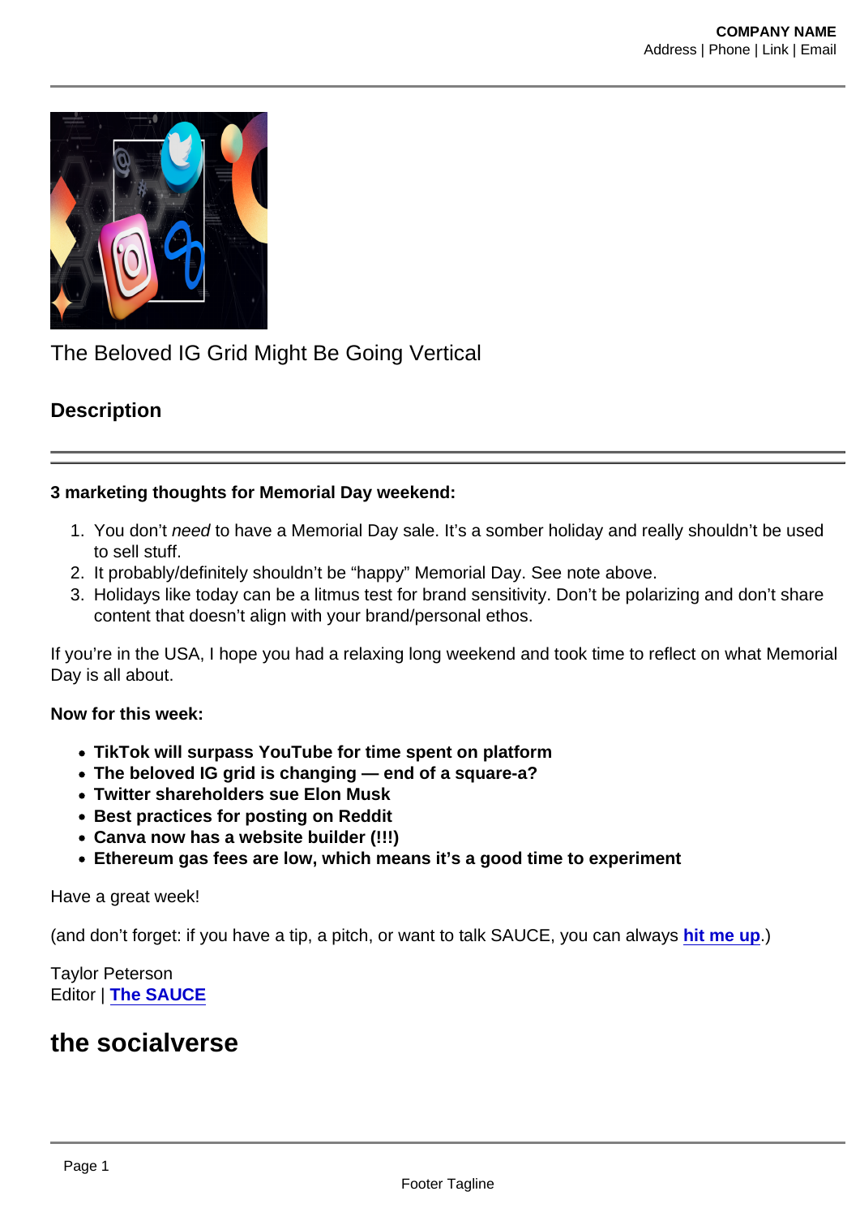The Beloved IG Grid Might Be Going Vertical

## Description

---

**3 marketing thoughts for Memorial Day weekend:**

1. You don't *need* to have a Memorial Day sale. It's a somber holiday and really shouldn't be used to sell stuff.
2. It probably/definitely shouldn't be "happy" Memorial Day. See note above.
3. Holidays like today can be a litmus test for brand sensitivity. Don't be polarizing and don't share content that doesn't align with your brand/personal ethos.

If you're in the USA, I hope you had a relaxing long weekend and took time to reflect on what Memorial Day is all about.

**Now for this week:**

- **TikTok will surpass YouTube for time spent on platform**
- **The beloved IG grid is changing — end of a square-a?**
- **Twitter shareholders sue Elon Musk**
- **Best practices for posting on Reddit**
- **Canva now has a website builder (!!!)**
- **Ethereum gas fees are low, which means it's a good time to experiment**

Have a great week!

(and don't forget: if you have a tip, a pitch, or want to talk SAUCE, you can always **hit me up**.)

Taylor Peterson
Editor | **The SAUCE**

## the socialverse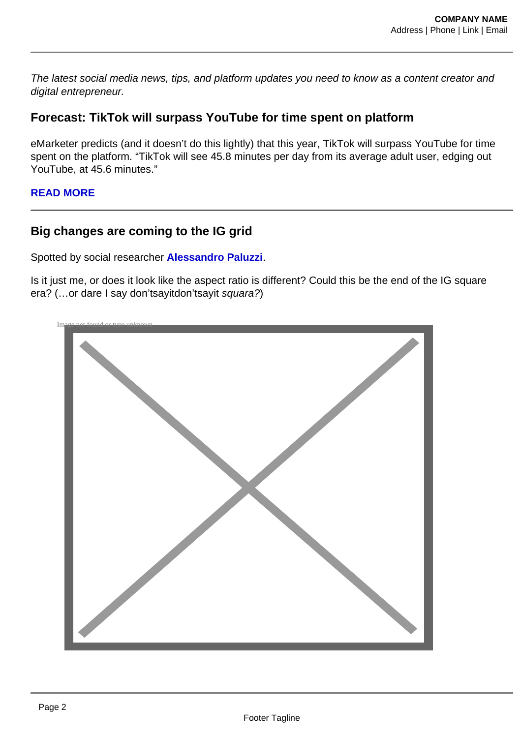*The latest social media news, tips, and platform updates you need to know as a content creator and digital entrepreneur.*

## Forecast: TikTok will surpass YouTube for time spent on platform

eMarketer predicts (and it doesn't do this lightly) that this year, TikTok will surpass YouTube for time spent on the platform. "TikTok will see 45.8 minutes per day from its average adult user, edging out YouTube, at 45.6 minutes."

**READ MORE**

## Big changes are coming to the IG grid

Spotted by social researcher **Alessandro Paluzzi**.

Is it just me, or does it look like the aspect ratio is different? Could this be the end of the IG square era? (…or dare I say don'tsayitdon'tsayit *squara?*)

Image not found or type unknown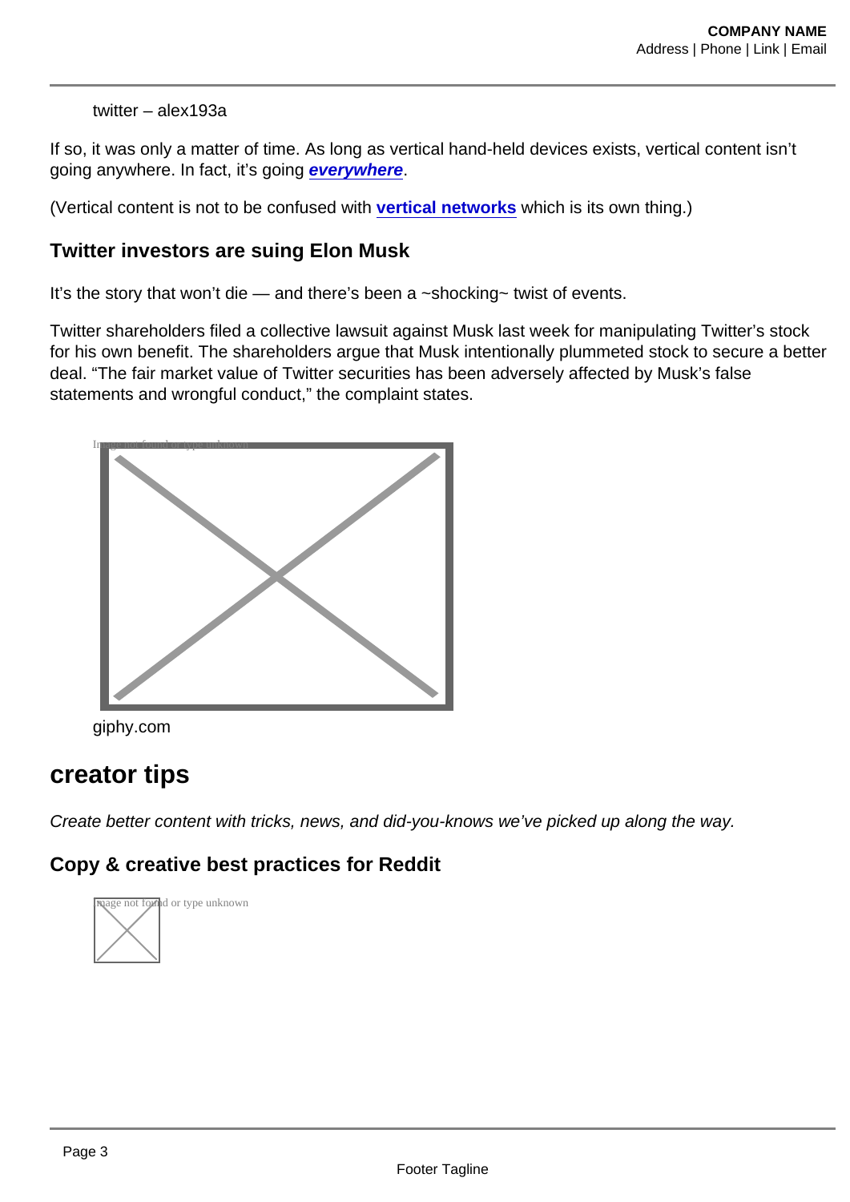twitter – alex193a

If so, it was only a matter of time. As long as vertical hand-held devices exists, vertical content isn't going anywhere. In fact, it's going ***everywhere***.

(Vertical content is not to be confused with **vertical networks** which is its own thing.)

### Twitter investors are suing Elon Musk

It's the story that won't die — and there's been a ~shocking~ twist of events.

Twitter shareholders filed a collective lawsuit against Musk last week for manipulating Twitter's stock for his own benefit. The shareholders argue that Musk intentionally plummeted stock to secure a better deal. "The fair market value of Twitter securities has been adversely affected by Musk's false statements and wrongful conduct," the complaint states.

giphy.com

## creator tips

*Create better content with tricks, news, and did-you-knows we've picked up along the way.*

### Copy & creative best practices for Reddit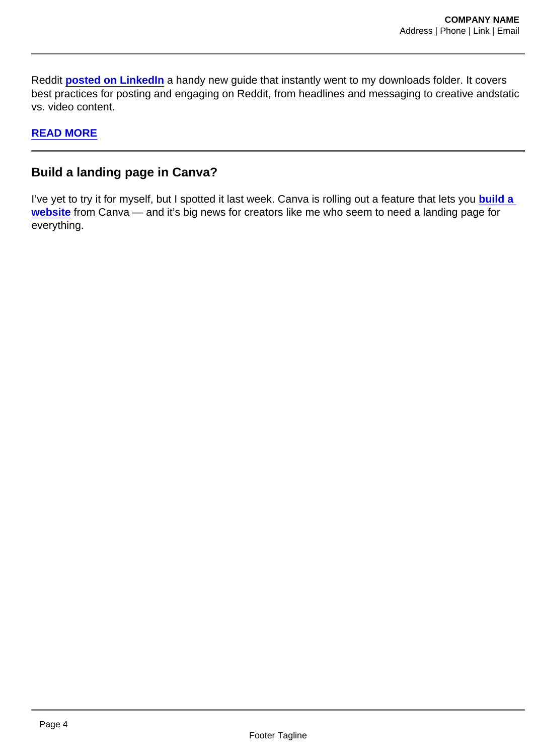Reddit **posted on LinkedIn** a handy new guide that instantly went to my downloads folder. It covers best practices for posting and engaging on Reddit, from headlines and messaging to creative andstatic vs. video content.

**READ MORE**

## Build a landing page in Canva?

I've yet to try it for myself, but I spotted it last week. Canva is rolling out a feature that lets you **build a website** from Canva — and it's big news for creators like me who seem to need a landing page for everything.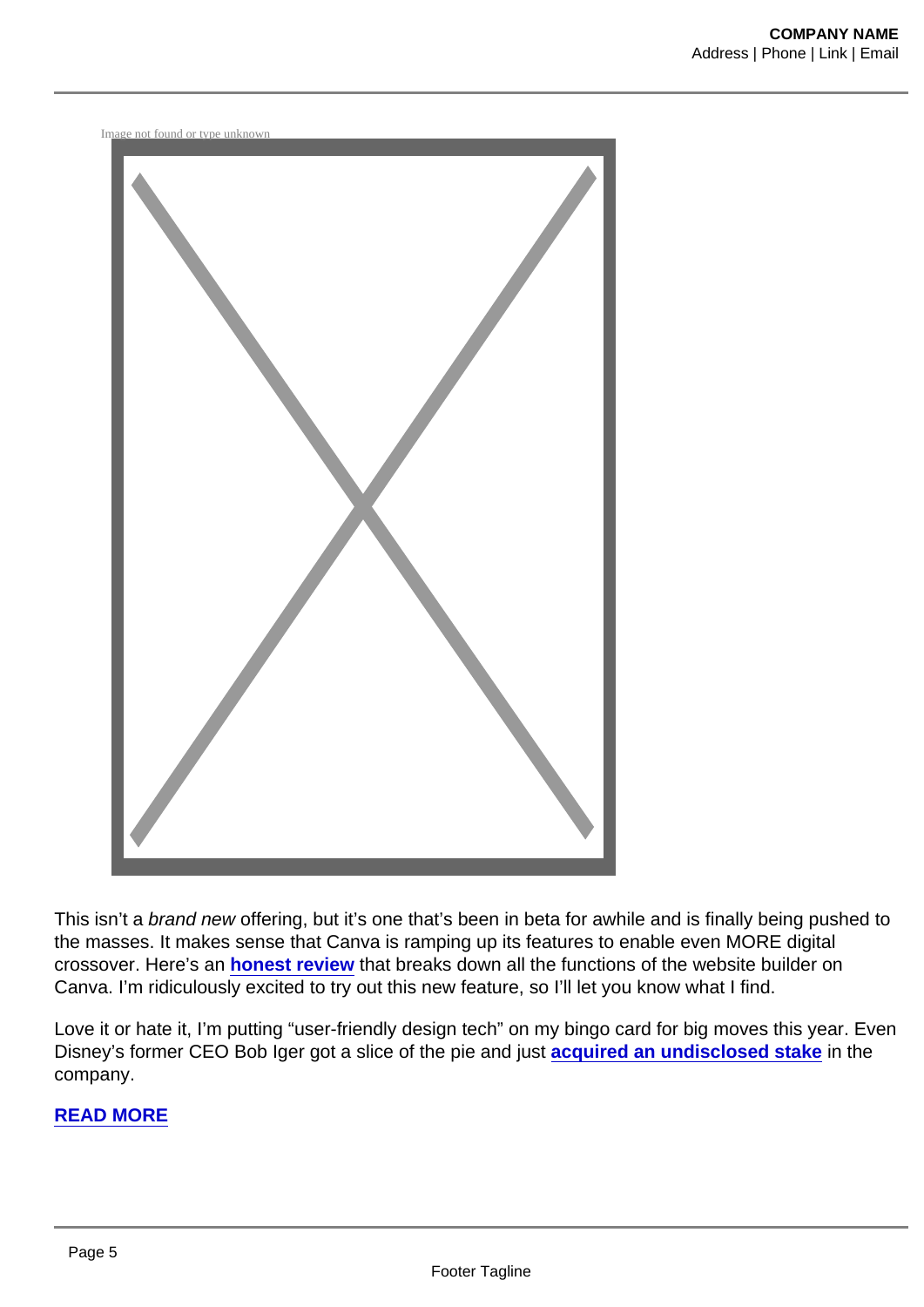Image not found or type unknown

This isn't a *brand new* offering, but it's one that's been in beta for awhile and is finally being pushed to the masses. It makes sense that Canva is ramping up its features to enable even MORE digital crossover. Here's an **honest review** that breaks down all the functions of the website builder on Canva. I'm ridiculously excited to try out this new feature, so I'll let you know what I find.

Love it or hate it, I'm putting "user-friendly design tech" on my bingo card for big moves this year. Even Disney's former CEO Bob Iger got a slice of the pie and just **acquired an undisclosed stake** in the company.

**READ MORE**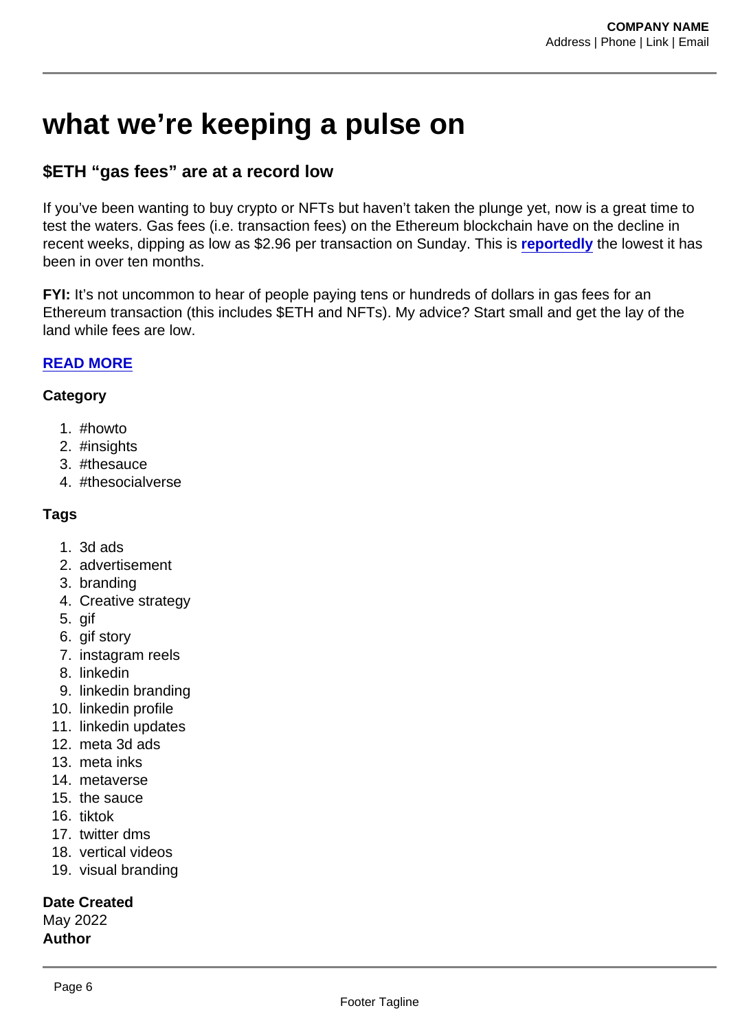# what we're keeping a pulse on

## $ETH "gas fees" are at a record low

If you've been wanting to buy crypto or NFTs but haven't taken the plunge yet, now is a great time to test the waters. Gas fees (i.e. transaction fees) on the Ethereum blockchain have on the decline in recent weeks, dipping as low as $2.96 per transaction on Sunday. This is **reportedly** the lowest it has been in over ten months.

**FYI:** It's not uncommon to hear of people paying tens or hundreds of dollars in gas fees for an Ethereum transaction (this includes $ETH and NFTs). My advice? Start small and get the lay of the land while fees are low.

**READ MORE**

**Category**

1. #howto
2. #insights
3. #thesauce
4. #thesocialverse

**Tags**

1. 3d ads
2. advertisement
3. branding
4. Creative strategy
5. gif
6. gif story
7. instagram reels
8. linkedin
9. linkedin branding
10. linkedin profile
11. linkedin updates
12. meta 3d ads
13. meta inks
14. metaverse
15. the sauce
16. tiktok
17. twitter dms
18. vertical videos
19. visual branding

**Date Created**
May 2022
**Author**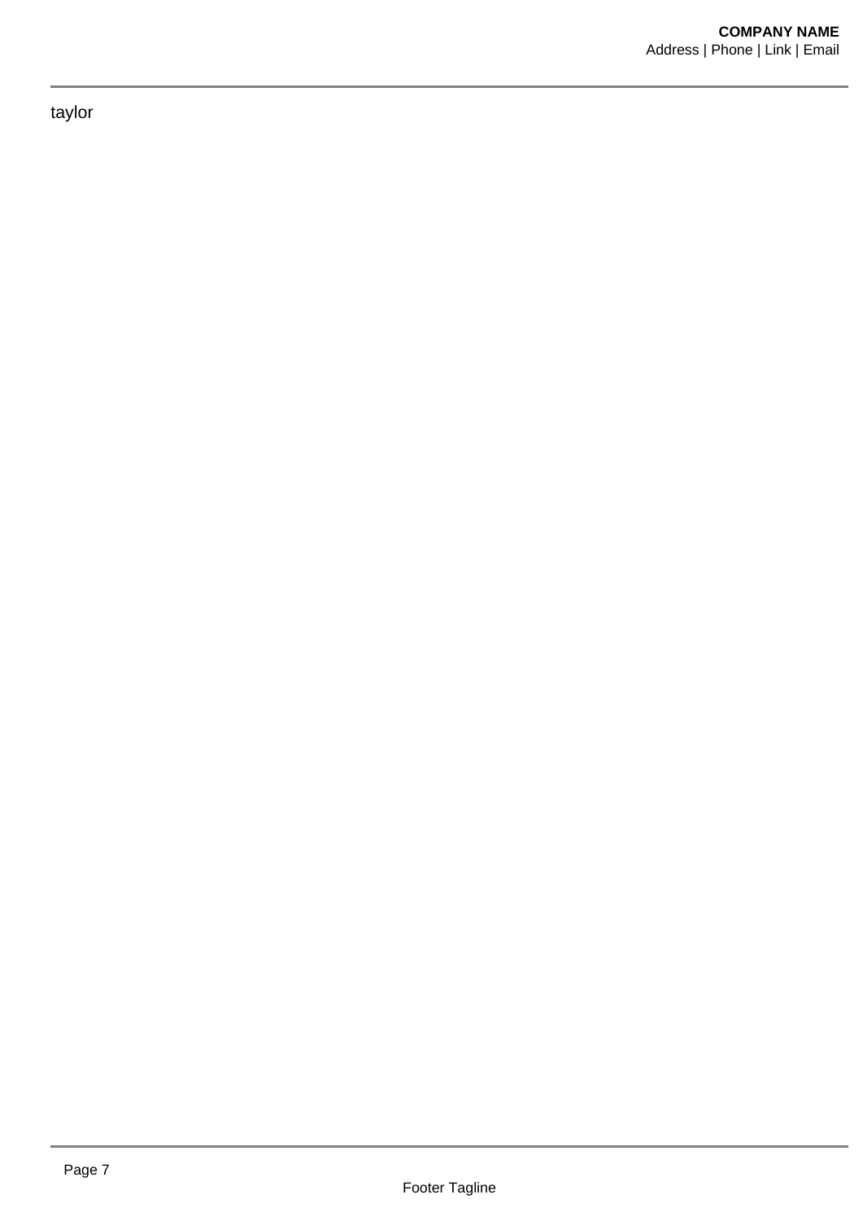taylor